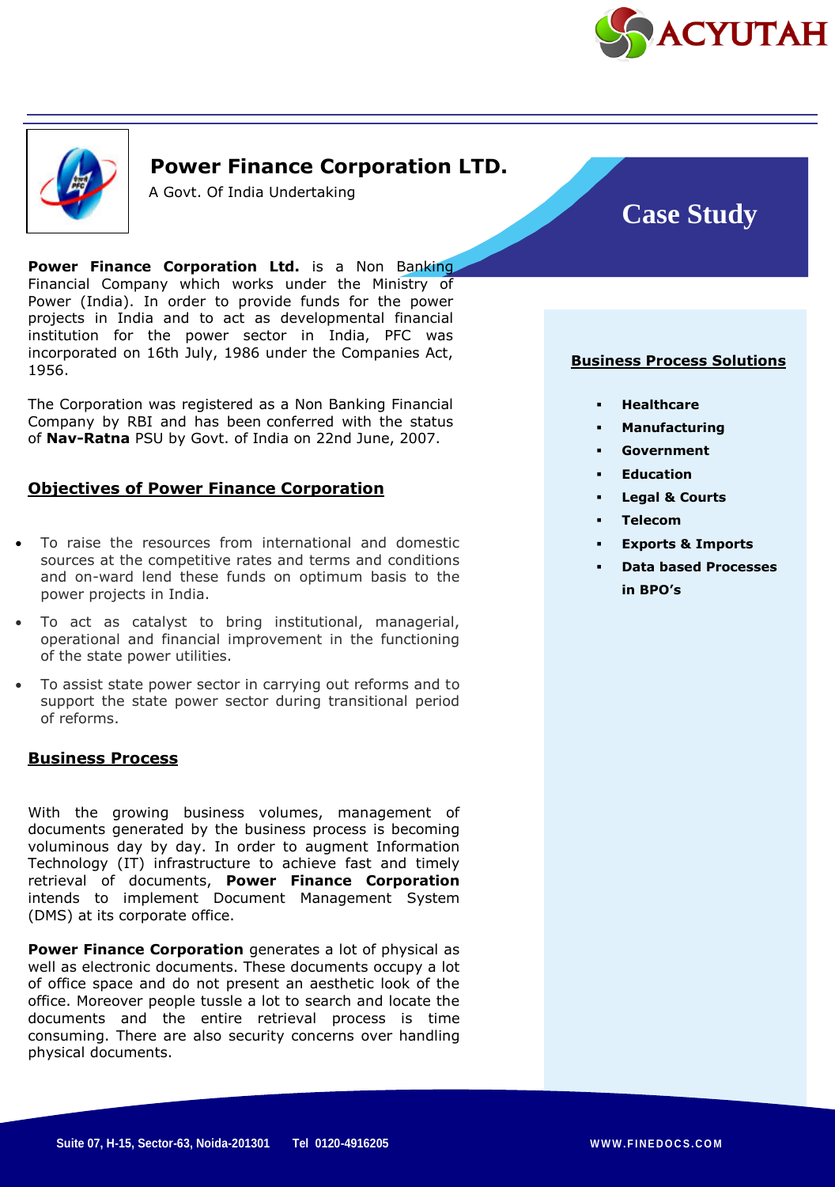# Power Finance Corporation LTD.

A Govt. Of India Undertaking

## Case Study

**Power Finance Corporation Ltd.** is a Non Banking Financial Company which works under the Ministry of Power (India). In order to provide funds for the power projects in India and to act as developmental financial institution for the power sector in India, PFC was incorporated on 16th July, 1986 under the Companies Act, 1956.

The Corporation was registered as a Non Banking Financial Company by RBI and has been conferred with the status of **Nav-Ratna** PSU by Govt. of India on 22nd June, 2007.

## Objectives of Power Finance Corporation

- To raise the resources from international and domestic sources at the competitive rates and terms and conditions and on-ward lend these funds on optimum basis to the power projects in India.
- To act as catalyst to bring institutional, managerial, operational and financial improvement in the functioning of the state power utilities.
- To assist state power sector in carrying out reforms and to support the state power sector during transitional period of reforms.

## Business Process

With the growing business volumes, management of documents generated by the business process is becoming voluminous day by day. In order to augment Information Technology (IT) infrastructure to achieve fast and timely retrieval of documents, **Power Finance Corporation** intends to implement Document Management System (DMS) at its corporate office.

**Power Finance Corporation** generates a lot of physical as well as electronic documents. These documents occupy a lot of office space and do not present an aesthetic look of the office. Moreover people tussle a lot to search and locate the documents and the entire retrieval process is time consuming. There are also security concerns over handling physical documents.

## Business Process Solutions

- **Healthcare**
- **Manufacturing**
- **Government**
- **Education**
- **Legal & Courts**
- **Telecom**
- **Exports & Imports**
- **Data based Processes in BPO's**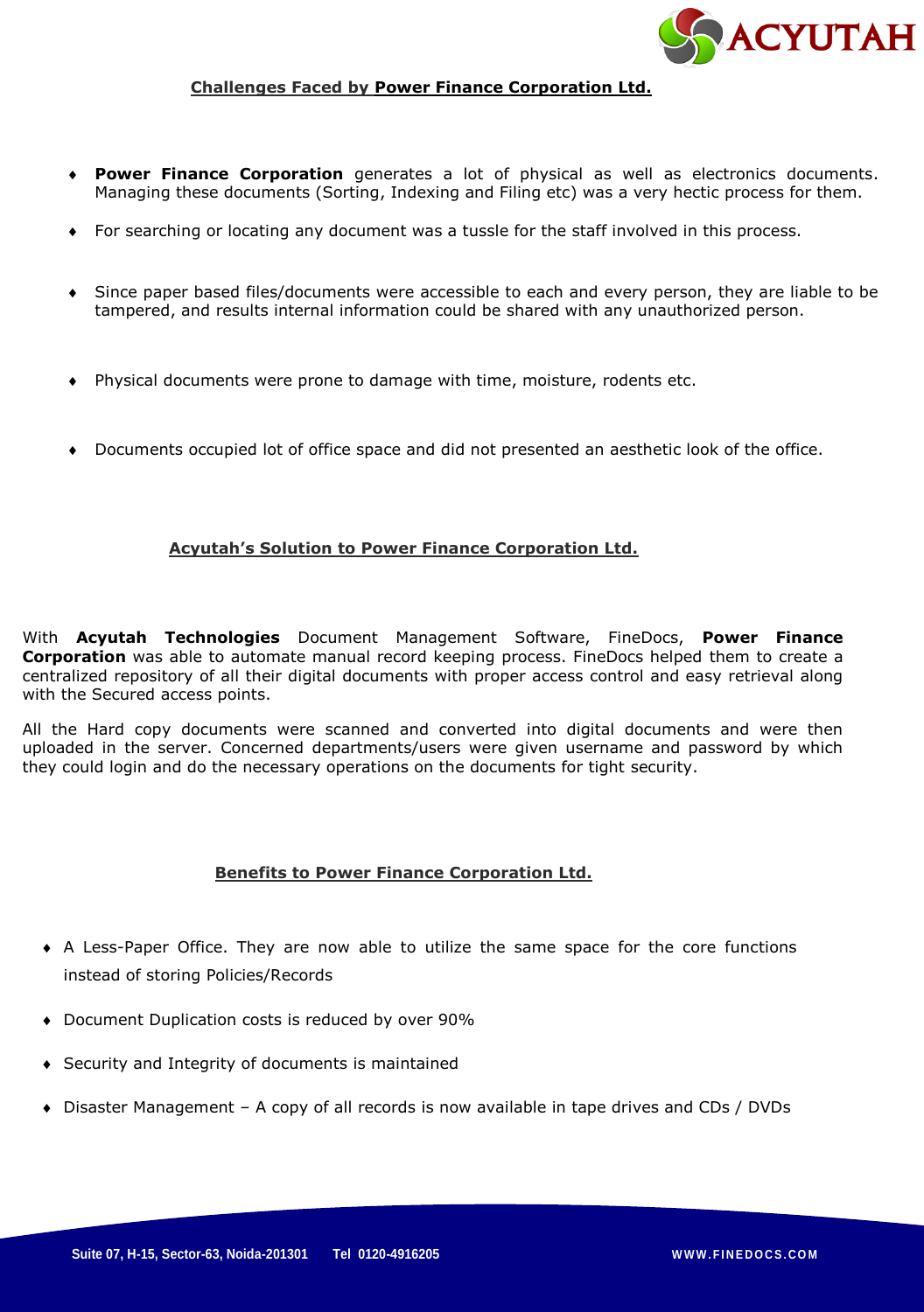## Challenges Faced by **Power Finance Corporation Ltd.**

- **Power Finance Corporation** generates a lot of physical as well as electronics documents. Managing these documents (Sorting, Indexing and Filing etc) was a very hectic process for them.
- For searching or locating any document was a tussle for the staff involved in this process.
- Since paper based files/documents were accessible to each and every person, they are liable to be tampered, and results internal information could be shared with any unauthorized person.
- Physical documents were prone to damage with time, moisture, rodents etc.
- Documents occupied lot of office space and did not presented an aesthetic look of the office.

## Acyutah's Solution to Power Finance Corporation Ltd.

With **Acyutah Technologies** Document Management Software, FineDocs, **Power Finance Corporation** was able to automate manual record keeping process. FineDocs helped them to create a centralized repository of all their digital documents with proper access control and easy retrieval along with the Secured access points.

All the Hard copy documents were scanned and converted into digital documents and were then uploaded in the server. Concerned departments/users were given username and password by which they could login and do the necessary operations on the documents for tight security.

## Benefits to Power Finance Corporation Ltd.

- A Less-Paper Office. They are now able to utilize the same space for the core functions instead of storing Policies/Records
- Document Duplication costs is reduced by over 90%
- Security and Integrity of documents is maintained
- Disaster Management – A copy of all records is now available in tape drives and CDs / DVDs

Suite 07, H-15, Sector-63, Noida-201301 Tel 0120-4916205 WWW.FINEDOCS.COM